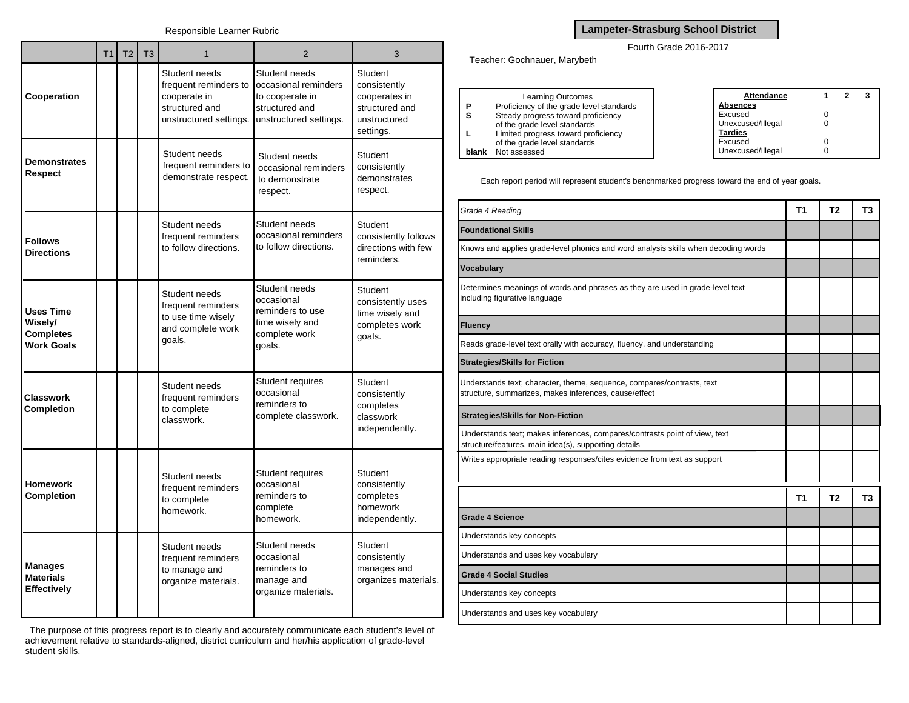Responsible Learner Rubric

| | T1 | T2 | T3 | 1 | 2 | 3 |
|---|---|---|---|---|---|---|
| **Cooperation** | | | | Student needs frequent reminders to cooperate in structured and unstructured settings. | Student needs occasional reminders to cooperate in structured and unstructured settings. | Student consistently cooperates in structured and unstructured settings. |
| **Demonstrates Respect** | | | | Student needs frequent reminders to demonstrate respect. | Student needs occasional reminders to demonstrate respect. | Student consistently demonstrates respect. |
| **Follows Directions** | | | | Student needs frequent reminders to follow directions. | Student needs occasional reminders to follow directions. | Student consistently follows directions with few reminders. |
| **Uses Time Wisely/ Completes Work Goals** | | | | Student needs frequent reminders to use time wisely and complete work goals. | Student needs occasional reminders to use time wisely and complete work goals. | Student consistently uses time wisely and completes work goals. |
| **Classwork Completion** | | | | Student needs frequent reminders to complete classwork. | Student requires occasional reminders to complete classwork. | Student consistently completes classwork independently. |
| **Homework Completion** | | | | Student needs frequent reminders to complete homework. | Student requires occasional reminders to complete homework. | Student consistently completes homework independently. |
| **Manages Materials Effectively** | | | | Student needs frequent reminders to manage and organize materials. | Student needs occasional reminders to manage and organize materials. | Student consistently manages and organizes materials. |

The purpose of this progress report is to clearly and accurately communicate each student's level of achievement relative to standards-aligned, district curriculum and her/his application of grade-level student skills.

# Lampeter-Strasburg School District

Fourth Grade 2016-2017

Teacher: Gochnauer, Marybeth

| Learning Outcomes | |
|---|---|
| **P** | Proficiency of the grade level standards |
| **S** | Steady progress toward proficiency of the grade level standards |
| **L** | Limited progress toward proficiency of the grade level standards |
| **blank** | Not assessed |

| Attendance | 1 | 2 | 3 |
|---|---|---|---|
| **Absences** | | | |
| Excused | 0 | | |
| Unexcused/Illegal | 0 | | |
| **Tardies** | | | |
| Excused | 0 | | |
| Unexcused/Illegal | 0 | | |

Each report period will represent student's benchmarked progress toward the end of year goals.

| *Grade 4 Reading* | T1 | T2 | T3 |
|---|---|---|---|
| **Foundational Skills** | | | |
| Knows and applies grade-level phonics and word analysis skills when decoding words | | | |
| **Vocabulary** | | | |
| Determines meanings of words and phrases as they are used in grade-level text including figurative language | | | |
| **Fluency** | | | |
| Reads grade-level text orally with accuracy, fluency, and understanding | | | |
| **Strategies/Skills for Fiction** | | | |
| Understands text; character, theme, sequence, compares/contrasts, text structure, summarizes, makes inferences, cause/effect | | | |
| **Strategies/Skills for Non-Fiction** | | | |
| Understands text; makes inferences, compares/contrasts point of view, text structure/features, main idea(s), supporting details | | | |
| Writes appropriate reading responses/cites evidence from text as support | | | |

| | T1 | T2 | T3 |
|---|---|---|---|
| **Grade 4 Science** | | | |
| Understands key concepts | | | |
| Understands and uses key vocabulary | | | |
| **Grade 4 Social Studies** | | | |
| Understands key concepts | | | |
| Understands and uses key vocabulary | | | |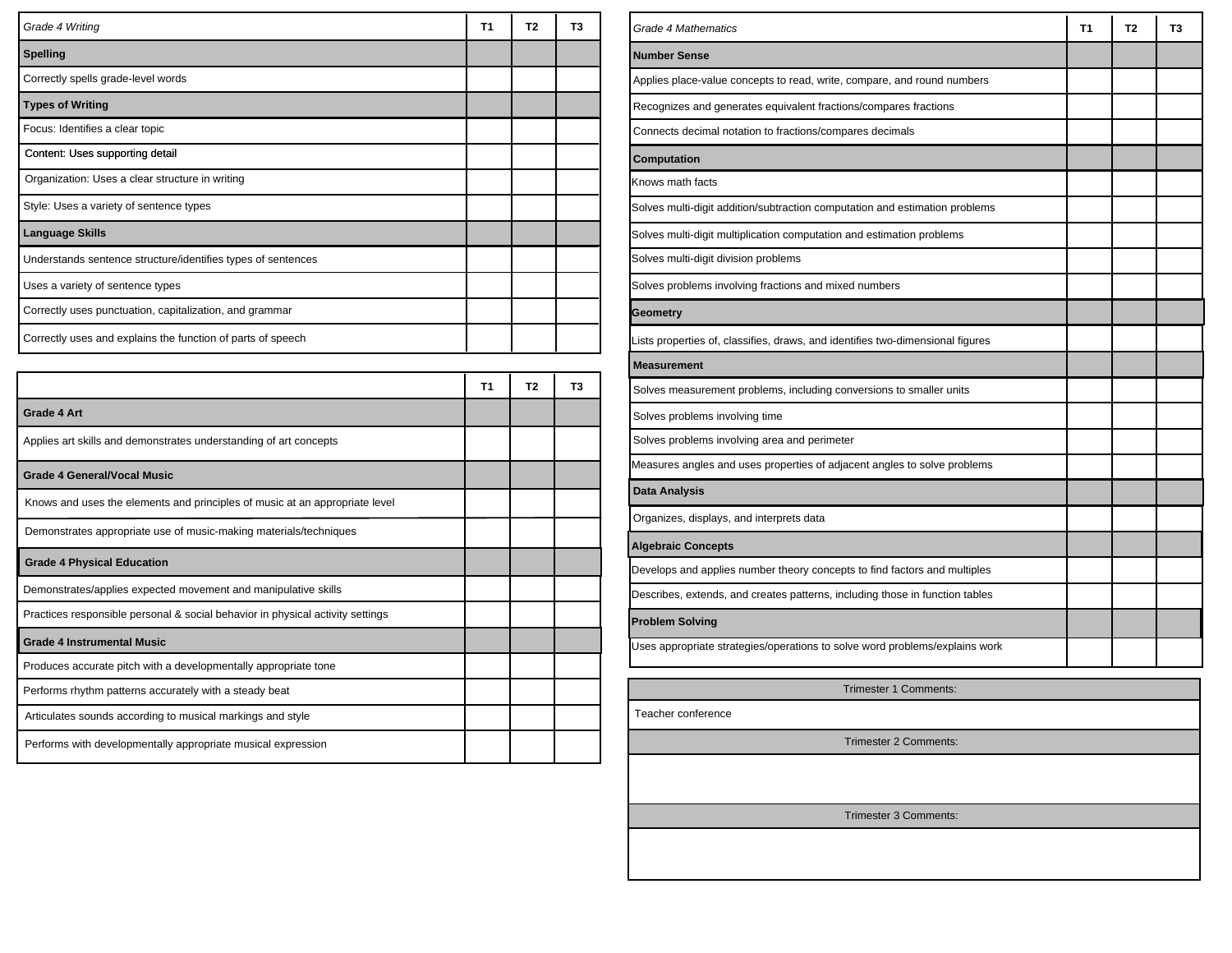| *Grade 4 Writing* | T1 | T2 | T3 |
|---|---|---|---|
| **Spelling** | | | |
| Correctly spells grade-level words | | | |
| **Types of Writing** | | | |
| Focus: Identifies a clear topic | | | |
| Content: Uses supporting detail | | | |
| Organization: Uses a clear structure in writing | | | |
| Style: Uses a variety of sentence types | | | |
| **Language Skills** | | | |
| Understands sentence structure/identifies types of sentences | | | |
| Uses a variety of sentence types | | | |
| Correctly uses punctuation, capitalization, and grammar | | | |
| Correctly uses and explains the function of parts of speech | | | |

| | T1 | T2 | T3 |
|---|---|---|---|
| **Grade 4 Art** | | | |
| Applies art skills and demonstrates understanding of art concepts | | | |
| **Grade 4 General/Vocal Music** | | | |
| Knows and uses the elements and principles of music at an appropriate level | | | |
| Demonstrates appropriate use of music-making materials/techniques | | | |
| **Grade 4 Physical Education** | | | |
| Demonstrates/applies expected movement and manipulative skills | | | |
| Practices responsible personal & social behavior in physical activity settings | | | |
| **Grade 4 Instrumental Music** | | | |
| Produces accurate pitch with a developmentally appropriate tone | | | |
| Performs rhythm patterns accurately with a steady beat | | | |
| Articulates sounds according to musical markings and style | | | |
| Performs with developmentally appropriate musical expression | | | |

| *Grade 4 Mathematics* | T1 | T2 | T3 |
|---|---|---|---|
| **Number Sense** | | | |
| Applies place-value concepts to read, write, compare, and round numbers | | | |
| Recognizes and generates equivalent fractions/compares fractions | | | |
| Connects decimal notation to fractions/compares decimals | | | |
| **Computation** | | | |
| Knows math facts | | | |
| Solves multi-digit addition/subtraction computation and estimation problems | | | |
| Solves multi-digit multiplication computation and estimation problems | | | |
| Solves multi-digit division problems | | | |
| Solves problems involving fractions and mixed numbers | | | |
| **Geometry** | | | |
| Lists properties of, classifies, draws, and identifies two-dimensional figures | | | |
| **Measurement** | | | |
| Solves measurement problems, including conversions to smaller units | | | |
| Solves problems involving time | | | |
| Solves problems involving area and perimeter | | | |
| Measures angles and uses properties of adjacent angles to solve problems | | | |
| **Data Analysis** | | | |
| Organizes, displays, and interprets data | | | |
| **Algebraic Concepts** | | | |
| Develops and applies number theory concepts to find factors and multiples | | | |
| Describes, extends, and creates patterns, including those in function tables | | | |
| **Problem Solving** | | | |
| Uses appropriate strategies/operations to solve word problems/explains work | | | |

| Trimester 1 Comments: |
|---|
| Teacher conference |
| Trimester 2 Comments: |
| |
| Trimester 3 Comments: |
| |